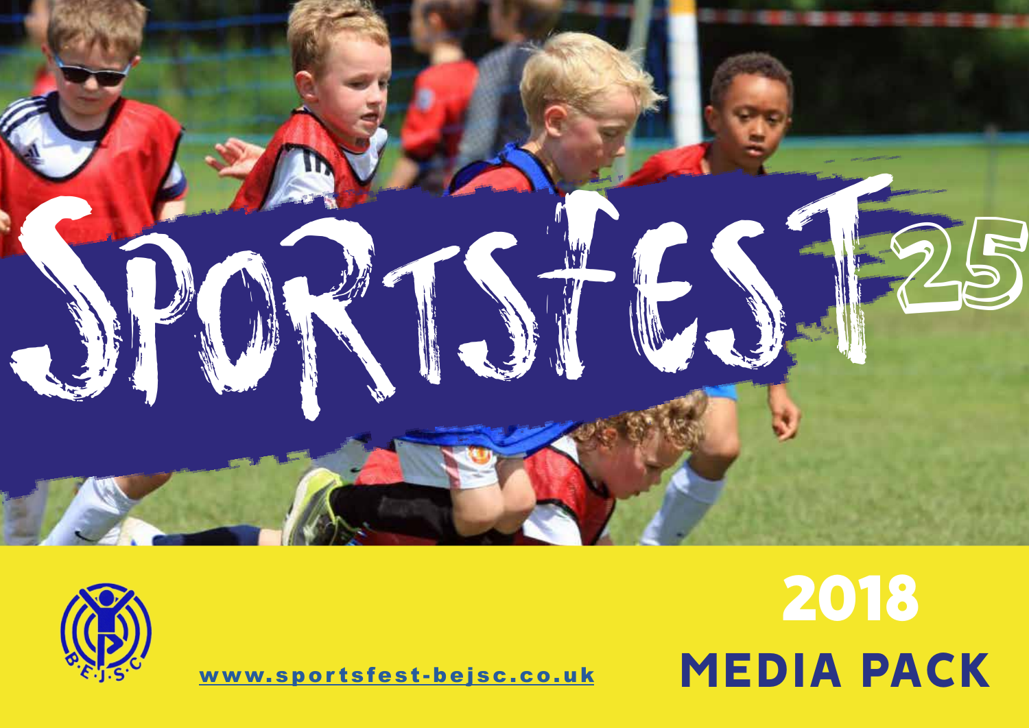# SPORTSFEST 25

B·E·J·S·C

www.sportsfest-bejsc.co.uk

## 2018
## MEDIA PACK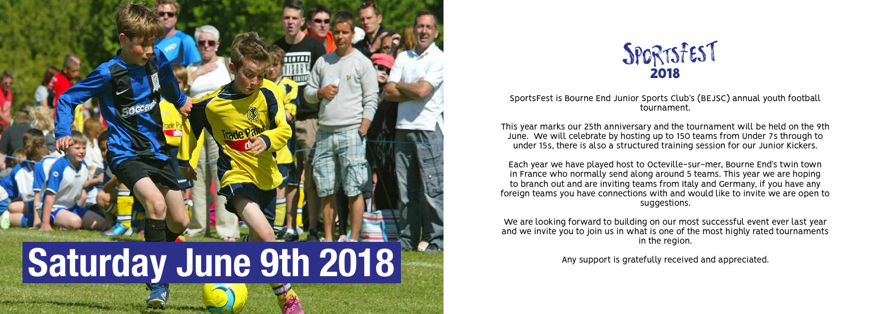# Saturday June 9th 2018

## SPORTSFEST 2018

SportsFest is Bourne End Junior Sports Club's (BEJSC) annual youth football tournament.

This year marks our 25th anniversary and the tournament will be held on the 9th June. We will celebrate by hosting up to 150 teams from Under 7s through to under 15s, there is also a structured training session for our Junior Kickers.

Each year we have played host to Octeville-sur-mer, Bourne End's twin town in France who normally send along around 5 teams. This year we are hoping to branch out and are inviting teams from Italy and Germany, if you have any foreign teams you have connections with and would like to invite we are open to suggestions.

We are looking forward to building on our most successful event ever last year and we invite you to join us in what is one of the most highly rated tournaments in the region.

Any support is gratefully received and appreciated.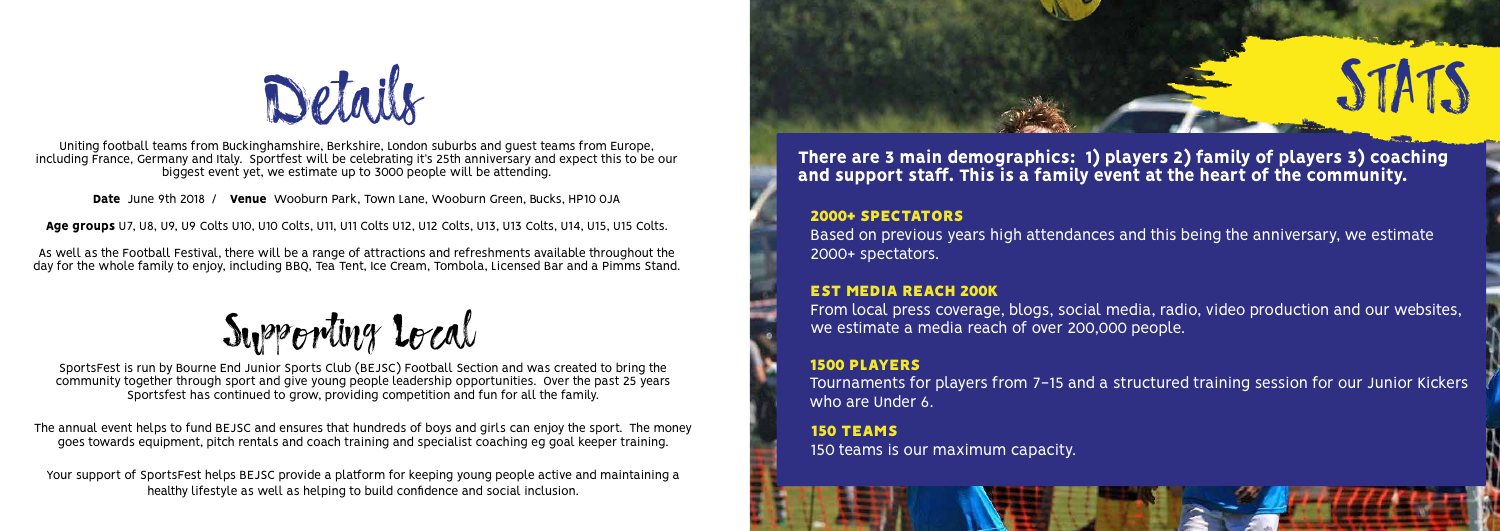# Details

Uniting football teams from Buckinghamshire, Berkshire, London suburbs and guest teams from Europe, including France, Germany and Italy. Sportfest will be celebrating it's 25th anniversary and expect this to be our biggest event yet, we estimate up to 3000 people will be attending.

**Date** June 9th 2018 / **Venue** Wooburn Park, Town Lane, Wooburn Green, Bucks, HP10 0JA

**Age groups** U7, U8, U9, U9 Colts U10, U10 Colts, U11, U11 Colts U12, U12 Colts, U13, U13 Colts, U14, U15, U15 Colts.

As well as the Football Festival, there will be a range of attractions and refreshments available throughout the day for the whole family to enjoy, including BBQ, Tea Tent, Ice Cream, Tombola, Licensed Bar and a Pimms Stand.

# Supporting Local

SportsFest is run by Bourne End Junior Sports Club (BEJSC) Football Section and was created to bring the community together through sport and give young people leadership opportunities. Over the past 25 years Sportsfest has continued to grow, providing competition and fun for all the family.

The annual event helps to fund BEJSC and ensures that hundreds of boys and girls can enjoy the sport. The money goes towards equipment, pitch rentals and coach training and specialist coaching eg goal keeper training.

Your support of SportsFest helps BEJSC provide a platform for keeping young people active and maintaining a healthy lifestyle as well as helping to build confidence and social inclusion.

# STATS

**There are 3 main demographics: 1) players 2) family of players 3) coaching and support staff. This is a family event at the heart of the community.**

### 2000+ SPECTATORS

Based on previous years high attendances and this being the anniversary, we estimate 2000+ spectators.

### EST MEDIA REACH 200K

From local press coverage, blogs, social media, radio, video production and our websites, we estimate a media reach of over 200,000 people.

### 1500 PLAYERS

Tournaments for players from 7-15 and a structured training session for our Junior Kickers who are Under 6.

### 150 TEAMS

150 teams is our maximum capacity.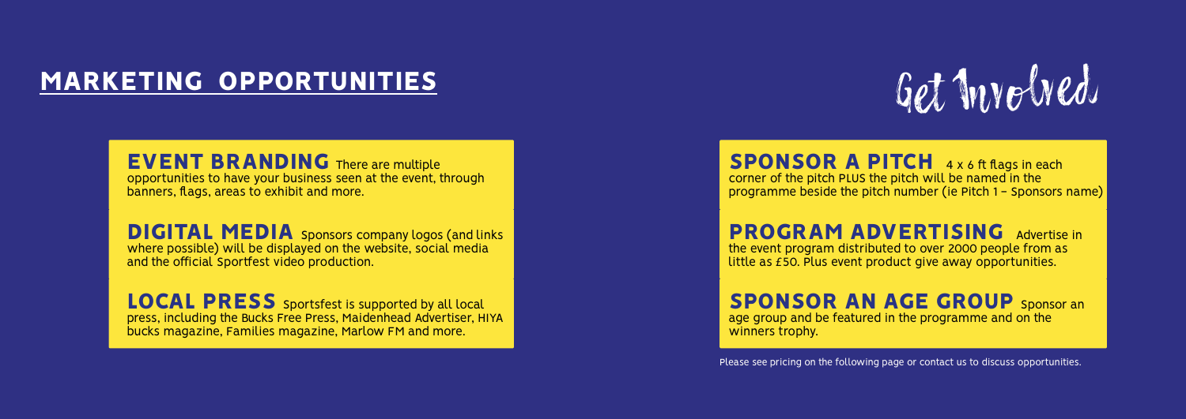# MARKETING OPPORTUNITIES

## Get Involved

**EVENT BRANDING** There are multiple opportunities to have your business seen at the event, through banners, flags, areas to exhibit and more.

**DIGITAL MEDIA** Sponsors company logos (and links where possible) will be displayed on the website, social media and the official Sportfest video production.

**LOCAL PRESS** Sportsfest is supported by all local press, including the Bucks Free Press, Maidenhead Advertiser, HIYA bucks magazine, Families magazine, Marlow FM and more.

**SPONSOR A PITCH** 4 x 6 ft flags in each corner of the pitch PLUS the pitch will be named in the programme beside the pitch number (ie Pitch 1 – Sponsors name)

**PROGRAM ADVERTISING** Advertise in the event program distributed to over 2000 people from as little as £50. Plus event product give away opportunities.

**SPONSOR AN AGE GROUP** Sponsor an age group and be featured in the programme and on the winners trophy.

Please see pricing on the following page or contact us to discuss opportunities.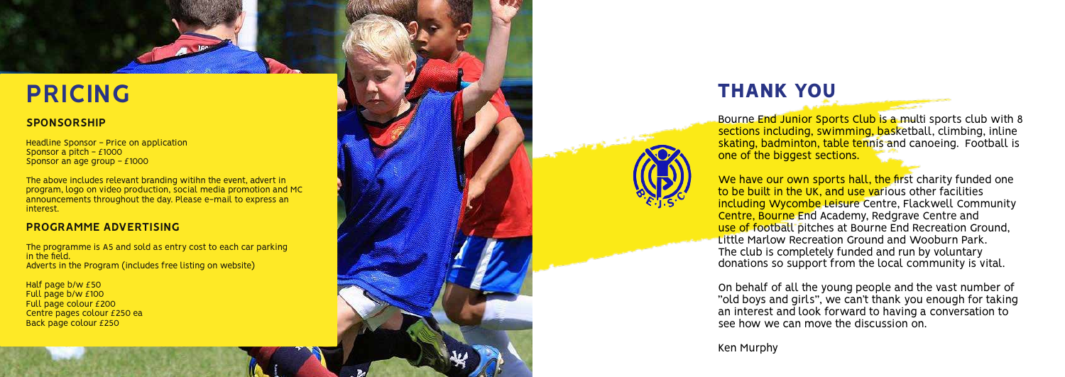# PRICING

## SPONSORSHIP

Headline Sponsor – Price on application
Sponsor a pitch – £1000
Sponsor an age group – £1000

The above includes relevant branding witihn the event, advert in program, logo on video production, social media promotion and MC announcements throughout the day. Please e-mail to express an interest.

## PROGRAMME ADVERTISING

The programme is A5 and sold as entry cost to each car parking in the field.
Adverts in the Program (includes free listing on website)

Half page b/w £50
Full page b/w £100
Full page colour £200
Centre pages colour £250 ea
Back page colour £250

# THANK YOU

Bourne End Junior Sports Club is a multi sports club with 8 sections including, swimming, basketball, climbing, inline skating, badminton, table tennis and canoeing. Football is one of the biggest sections.

We have our own sports hall, the first charity funded one to be built in the UK, and use various other facilities including Wycombe Leisure Centre, Flackwell Community Centre, Bourne End Academy, Redgrave Centre and use of football pitches at Bourne End Recreation Ground, Little Marlow Recreation Ground and Wooburn Park. The club is completely funded and run by voluntary donations so support from the local community is vital.

On behalf of all the young people and the vast number of "old boys and girls", we can't thank you enough for taking an interest and look forward to having a conversation to see how we can move the discussion on.

Ken Murphy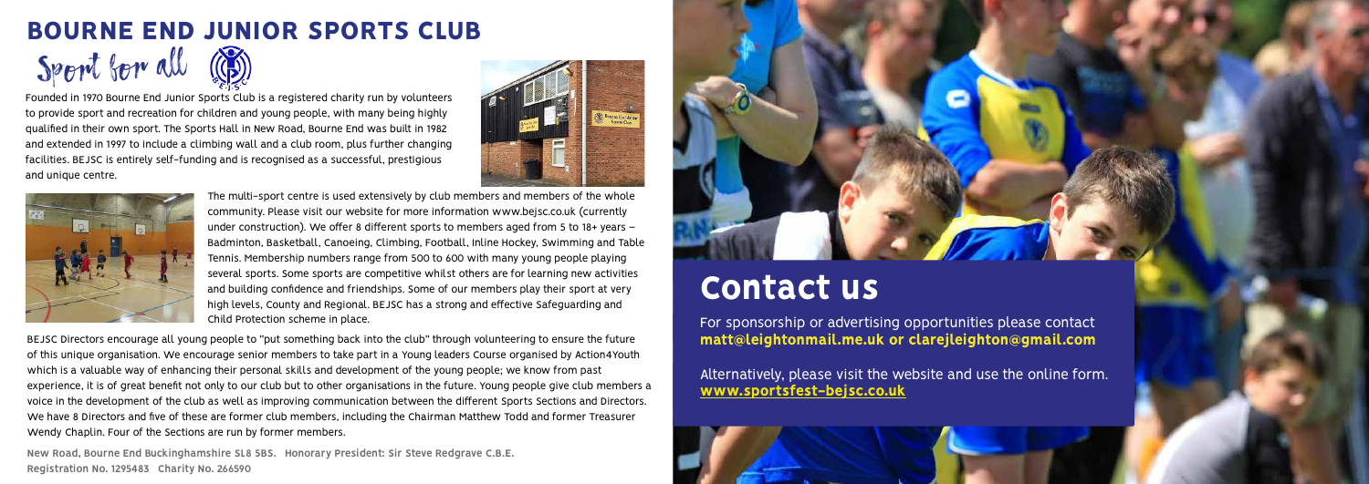# BOURNE END JUNIOR SPORTS CLUB

Sport for all

Founded in 1970 Bourne End Junior Sports Club is a registered charity run by volunteers to provide sport and recreation for children and young people, with many being highly qualified in their own sport. The Sports Hall in New Road, Bourne End was built in 1982 and extended in 1997 to include a climbing wall and a club room, plus further changing facilities. BEJSC is entirely self-funding and is recognised as a successful, prestigious and unique centre.

The multi-sport centre is used extensively by club members and members of the whole community. Please visit our website for more information www.bejsc.co.uk (currently under construction). We offer 8 different sports to members aged from 5 to 18+ years – Badminton, Basketball, Canoeing, Climbing, Football, Inline Hockey, Swimming and Table Tennis. Membership numbers range from 500 to 600 with many young people playing several sports. Some sports are competitive whilst others are for learning new activities and building confidence and friendships. Some of our members play their sport at very high levels, County and Regional. BEJSC has a strong and effective Safeguarding and Child Protection scheme in place.

BEJSC Directors encourage all young people to "put something back into the club" through volunteering to ensure the future of this unique organisation. We encourage senior members to take part in a Young leaders Course organised by Action4Youth which is a valuable way of enhancing their personal skills and development of the young people; we know from past experience, it is of great benefit not only to our club but to other organisations in the future. Young people give club members a voice in the development of the club as well as improving communication between the different Sports Sections and Directors. We have 8 Directors and five of these are former club members, including the Chairman Matthew Todd and former Treasurer Wendy Chaplin. Four of the Sections are run by former members.

**New Road, Bourne End Buckinghamshire SL8 5BS. Honorary President: Sir Steve Redgrave C.B.E.**
**Registration No. 1295483 Charity No. 266590**

# Contact us

For sponsorship or advertising opportunities please contact **matt@leightonmail.me.uk or clarejleighton@gmail.com**

Alternatively, please visit the website and use the online form. **www.sportsfest-bejsc.co.uk**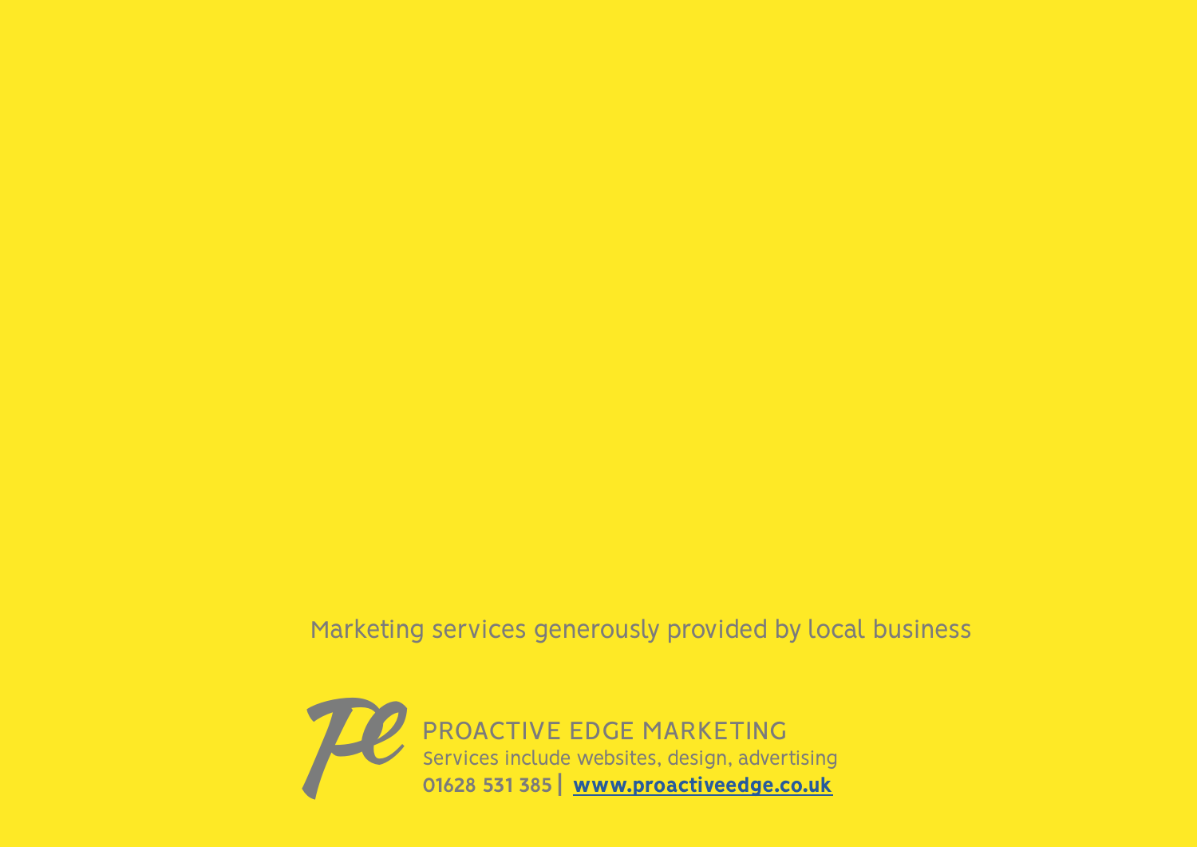Marketing services generously provided by local business

PROACTIVE EDGE MARKETING
Services include websites, design, advertising
**01628 531 385** | **www.proactiveedge.co.uk**